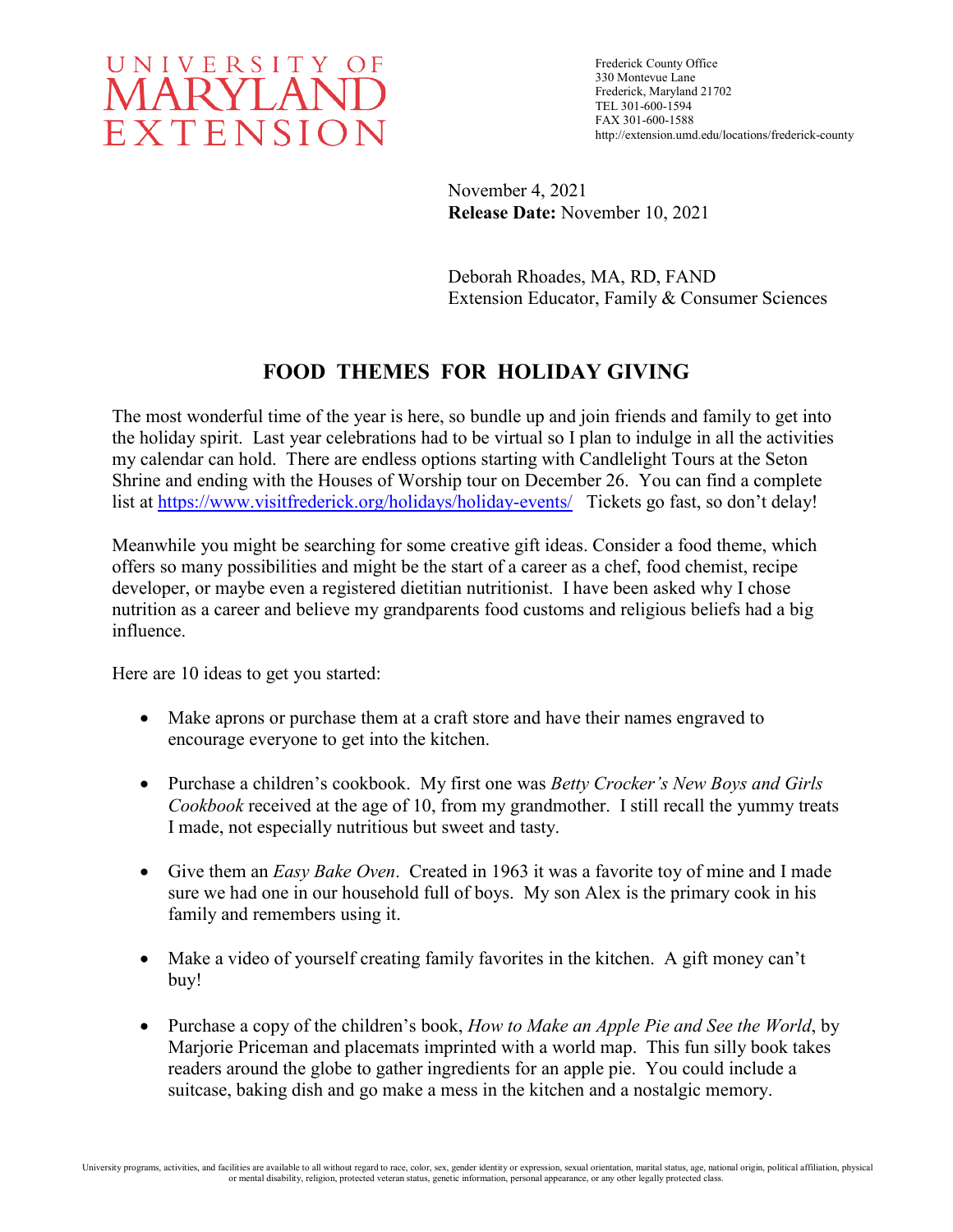UNIVERSITY OF MARYLAND EXTENSION

Frederick County Office
330 Montevue Lane
Frederick, Maryland 21702
TEL 301-600-1594
FAX 301-600-1588
http://extension.umd.edu/locations/frederick-county

November 4, 2021
**Release Date:** November 10, 2021

Deborah Rhoades, MA, RD, FAND
Extension Educator, Family & Consumer Sciences

# FOOD THEMES FOR HOLIDAY GIVING

The most wonderful time of the year is here, so bundle up and join friends and family to get into the holiday spirit. Last year celebrations had to be virtual so I plan to indulge in all the activities my calendar can hold. There are endless options starting with Candlelight Tours at the Seton Shrine and ending with the Houses of Worship tour on December 26. You can find a complete list at https://www.visitfrederick.org/holidays/holiday-events/ Tickets go fast, so don't delay!

Meanwhile you might be searching for some creative gift ideas. Consider a food theme, which offers so many possibilities and might be the start of a career as a chef, food chemist, recipe developer, or maybe even a registered dietitian nutritionist. I have been asked why I chose nutrition as a career and believe my grandparents food customs and religious beliefs had a big influence.

Here are 10 ideas to get you started:

- Make aprons or purchase them at a craft store and have their names engraved to encourage everyone to get into the kitchen.
- Purchase a children's cookbook. My first one was *Betty Crocker's New Boys and Girls Cookbook* received at the age of 10, from my grandmother. I still recall the yummy treats I made, not especially nutritious but sweet and tasty.
- Give them an *Easy Bake Oven*. Created in 1963 it was a favorite toy of mine and I made sure we had one in our household full of boys. My son Alex is the primary cook in his family and remembers using it.
- Make a video of yourself creating family favorites in the kitchen. A gift money can't buy!
- Purchase a copy of the children's book, *How to Make an Apple Pie and See the World*, by Marjorie Priceman and placemats imprinted with a world map. This fun silly book takes readers around the globe to gather ingredients for an apple pie. You could include a suitcase, baking dish and go make a mess in the kitchen and a nostalgic memory.

University programs, activities, and facilities are available to all without regard to race, color, sex, gender identity or expression, sexual orientation, marital status, age, national origin, political affiliation, physical or mental disability, religion, protected veteran status, genetic information, personal appearance, or any other legally protected class.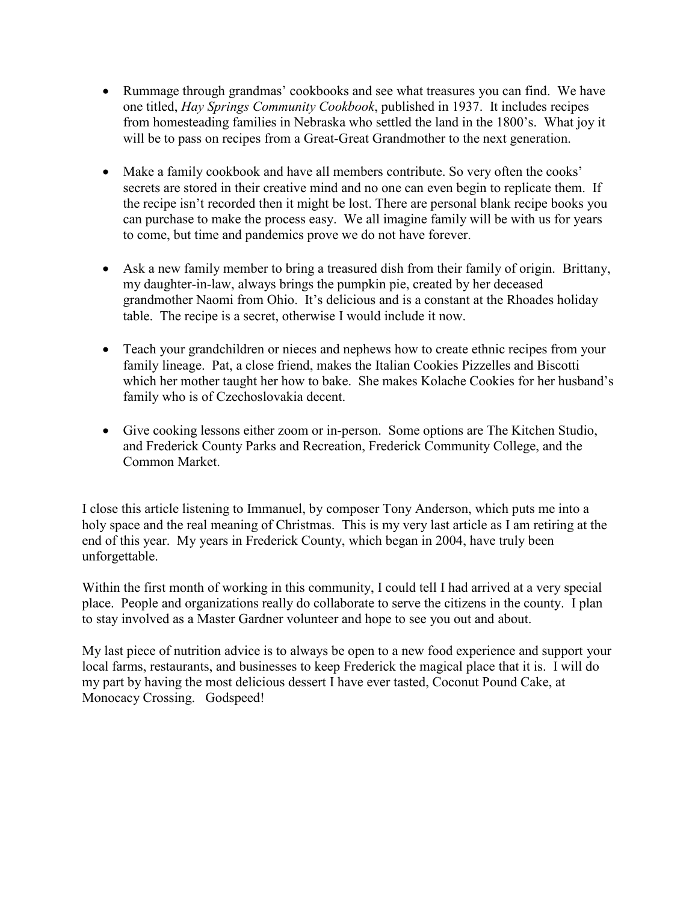- Rummage through grandmas' cookbooks and see what treasures you can find. We have one titled, *Hay Springs Community Cookbook*, published in 1937. It includes recipes from homesteading families in Nebraska who settled the land in the 1800's. What joy it will be to pass on recipes from a Great-Great Grandmother to the next generation.

- Make a family cookbook and have all members contribute. So very often the cooks' secrets are stored in their creative mind and no one can even begin to replicate them. If the recipe isn't recorded then it might be lost. There are personal blank recipe books you can purchase to make the process easy. We all imagine family will be with us for years to come, but time and pandemics prove we do not have forever.

- Ask a new family member to bring a treasured dish from their family of origin. Brittany, my daughter-in-law, always brings the pumpkin pie, created by her deceased grandmother Naomi from Ohio. It's delicious and is a constant at the Rhoades holiday table. The recipe is a secret, otherwise I would include it now.

- Teach your grandchildren or nieces and nephews how to create ethnic recipes from your family lineage. Pat, a close friend, makes the Italian Cookies Pizzelles and Biscotti which her mother taught her how to bake. She makes Kolache Cookies for her husband's family who is of Czechoslovakia decent.

- Give cooking lessons either zoom or in-person. Some options are The Kitchen Studio, and Frederick County Parks and Recreation, Frederick Community College, and the Common Market.

I close this article listening to Immanuel, by composer Tony Anderson, which puts me into a holy space and the real meaning of Christmas. This is my very last article as I am retiring at the end of this year. My years in Frederick County, which began in 2004, have truly been unforgettable.

Within the first month of working in this community, I could tell I had arrived at a very special place. People and organizations really do collaborate to serve the citizens in the county. I plan to stay involved as a Master Gardner volunteer and hope to see you out and about.

My last piece of nutrition advice is to always be open to a new food experience and support your local farms, restaurants, and businesses to keep Frederick the magical place that it is. I will do my part by having the most delicious dessert I have ever tasted, Coconut Pound Cake, at Monocacy Crossing. Godspeed!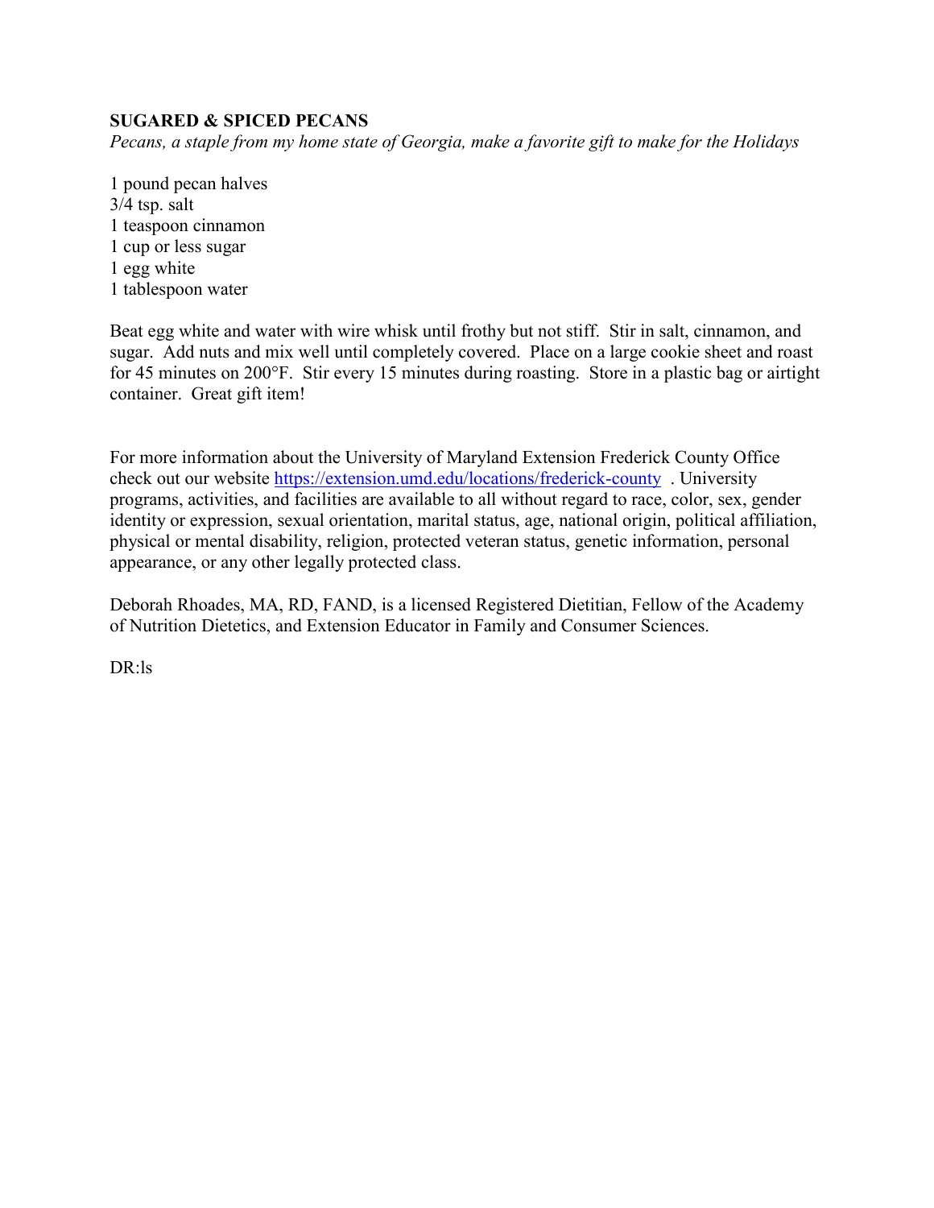**SUGARED & SPICED PECANS**

*Pecans, a staple from my home state of Georgia, make a favorite gift to make for the Holidays*

1 pound pecan halves
3/4 tsp. salt
1 teaspoon cinnamon
1 cup or less sugar
1 egg white
1 tablespoon water

Beat egg white and water with wire whisk until frothy but not stiff. Stir in salt, cinnamon, and sugar. Add nuts and mix well until completely covered. Place on a large cookie sheet and roast for 45 minutes on 200°F. Stir every 15 minutes during roasting. Store in a plastic bag or airtight container. Great gift item!

For more information about the University of Maryland Extension Frederick County Office check out our website https://extension.umd.edu/locations/frederick-county . University programs, activities, and facilities are available to all without regard to race, color, sex, gender identity or expression, sexual orientation, marital status, age, national origin, political affiliation, physical or mental disability, religion, protected veteran status, genetic information, personal appearance, or any other legally protected class.

Deborah Rhoades, MA, RD, FAND, is a licensed Registered Dietitian, Fellow of the Academy of Nutrition Dietetics, and Extension Educator in Family and Consumer Sciences.

DR:ls